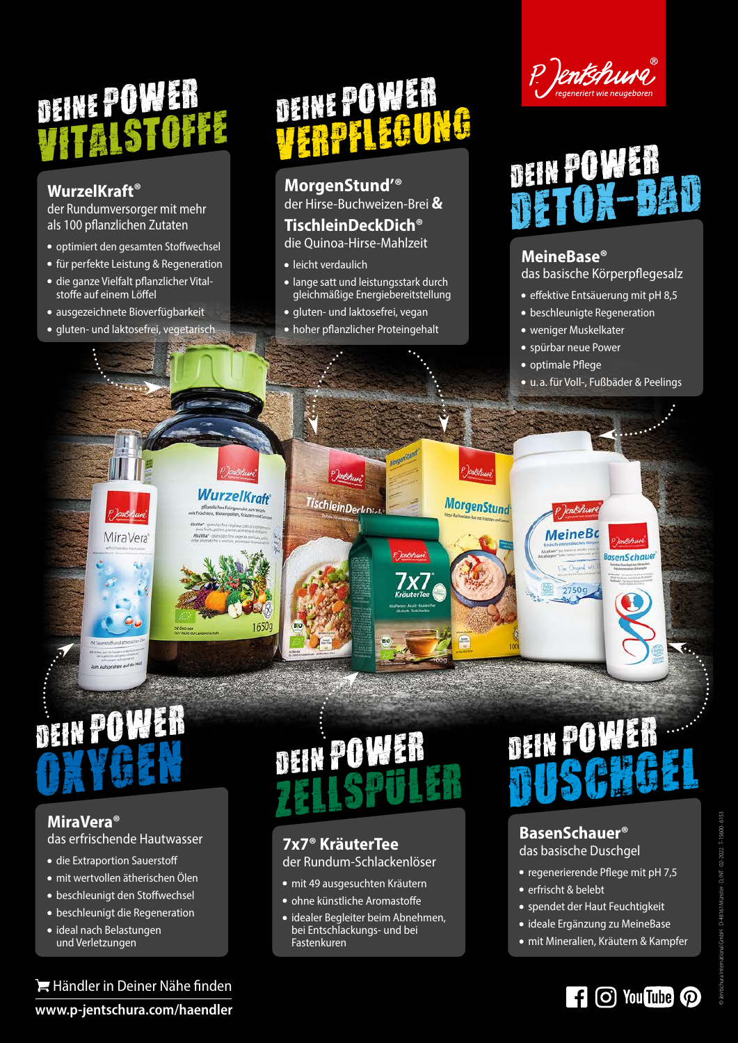P. Jentschura® regeneriert wie neugeboren

## DEINE POWER VITALSTOFFE

### WurzelKraft®
der Rundumversorger mit mehr als 100 pflanzlichen Zutaten

- optimiert den gesamten Stoffwechsel
- für perfekte Leistung & Regeneration
- die ganze Vielfalt pflanzlicher Vitalstoffe auf einem Löffel
- ausgezeichnete Bioverfügbarkeit
- gluten- und laktosefrei, vegetarisch

## DEINE POWER VERPFLEGUNG

### MorgenStund'® der Hirse-Buchweizen-Brei & TischleinDeckDich® die Quinoa-Hirse-Mahlzeit

- leicht verdaulich
- lange satt und leistungsstark durch gleichmäßige Energiebereitstellung
- gluten- und laktosefrei, vegan
- hoher pflanzlicher Proteingehalt

## DEIN POWER DETOX-BAD

### MeineBase®
das basische Körperpflegesalz

- effektive Entsäuerung mit pH 8,5
- beschleunigte Regeneration
- weniger Muskelkater
- spürbar neue Power
- optimale Pflege
- u. a. für Voll-, Fußbäder & Peelings

## DEIN POWER OXYGEN

### MiraVera®
das erfrischende Hautwasser

- die Extraportion Sauerstoff
- mit wertvollen ätherischen Ölen
- beschleunigt den Stoffwechsel
- beschleunigt die Regeneration
- ideal nach Belastungen und Verletzungen

## DEIN POWER ZELLSPÜLER

### 7x7® KräuterTee
der Rundum-Schlackenlöser

- mit 49 ausgesuchten Kräutern
- ohne künstliche Aromastoffe
- idealer Begleiter beim Abnehmen, bei Entschlackungs- und bei Fastenkuren

## DEIN POWER DUSCHGEL

### BasenSchauer®
das basische Duschgel

- regenerierende Pflege mit pH 7,5
- erfrischt & belebt
- spendet der Haut Feuchtigkeit
- ideale Ergänzung zu MeineBase
- mit Mineralien, Kräutern & Kampfer

Händler in Deiner Nähe finden
**www.p-jentschura.com/haendler**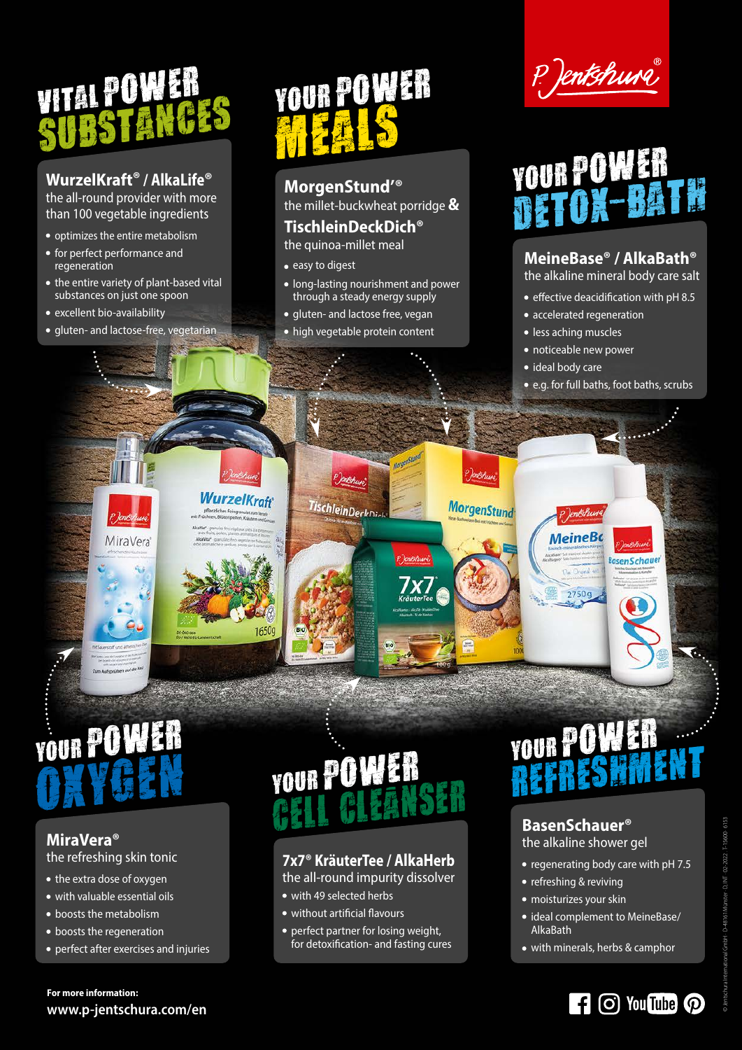# VITAL POWER SUBSTANCES

## WurzelKraft® / AlkaLife®

the all-round provider with more than 100 vegetable ingredients

- optimizes the entire metabolism
- for perfect performance and regeneration
- the entire variety of plant-based vital substances on just one spoon
- excellent bio-availability
- gluten- and lactose-free, vegetarian

# YOUR POWER MEALS

## MorgenStund'® the millet-buckwheat porridge & TischleinDeckDich®

the quinoa-millet meal

- easy to digest
- long-lasting nourishment and power through a steady energy supply
- gluten- and lactose free, vegan
- high vegetable protein content

# YOUR POWER DETOX-BATH

## MeineBase® / AlkaBath®

the alkaline mineral body care salt

- effective deacidification with pH 8.5
- accelerated regeneration
- less aching muscles
- noticeable new power
- ideal body care
- e.g. for full baths, foot baths, scrubs

# YOUR POWER OXYGEN

## MiraVera®

the refreshing skin tonic

- the extra dose of oxygen
- with valuable essential oils
- boosts the metabolism
- boosts the regeneration
- perfect after exercises and injuries

# YOUR POWER CELL CLEANSER

## 7x7® KräuterTee / AlkaHerb

the all-round impurity dissolver

- with 49 selected herbs
- without artificial flavours
- perfect partner for losing weight, for detoxification- and fasting cures

# YOUR POWER REFRESHMENT

## BasenSchauer®

the alkaline shower gel

- regenerating body care with pH 7.5
- refreshing & reviving
- moisturizes your skin
- ideal complement to MeineBase/ AlkaBath
- with minerals, herbs & camphor

**For more information:**
www.p-jentschura.com/en